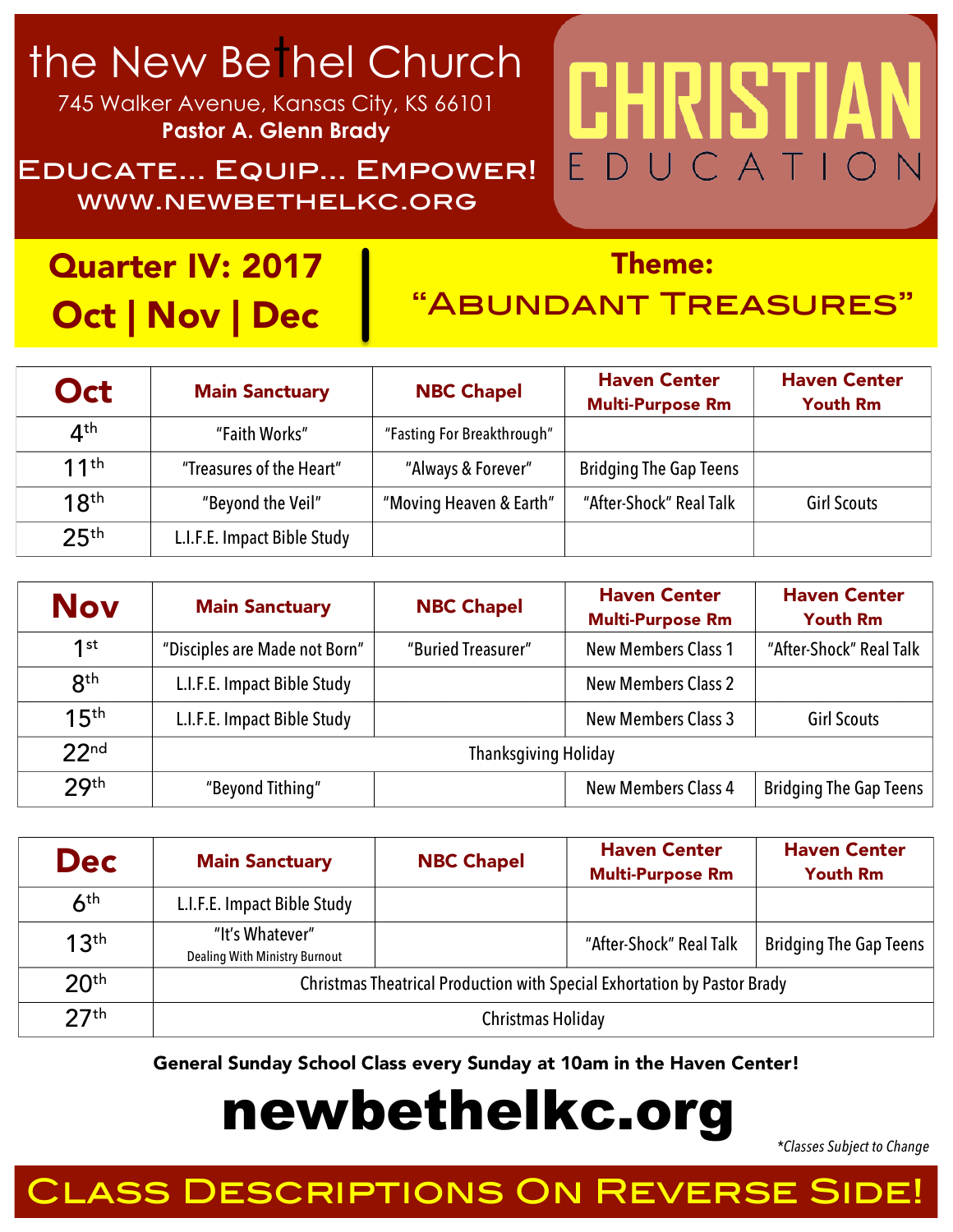# the New Bethel Church

745 Walker Avenue, Kansas City, KS 66101
**Pastor A. Glenn Brady**

EDUCATE... EQUIP... EMPOWER!
WWW.NEWBETHELKC.ORG

# CHRISTIAN EDUCATION

## Quarter IV: 2017 Oct | Nov | Dec

## Theme: "ABUNDANT TREASURES"

| Oct | Main Sanctuary | NBC Chapel | Haven Center Multi-Purpose Rm | Haven Center Youth Rm |
|---|---|---|---|---|
| 4th | "Faith Works" | "Fasting For Breakthrough" | | |
| 11th | "Treasures of the Heart" | "Always & Forever" | Bridging The Gap Teens | |
| 18th | "Beyond the Veil" | "Moving Heaven & Earth" | "After-Shock" Real Talk | Girl Scouts |
| 25th | L.I.F.E. Impact Bible Study | | | |

| Nov | Main Sanctuary | NBC Chapel | Haven Center Multi-Purpose Rm | Haven Center Youth Rm |
|---|---|---|---|---|
| 1st | "Disciples are Made not Born" | "Buried Treasurer" | New Members Class 1 | "After-Shock" Real Talk |
| 8th | L.I.F.E. Impact Bible Study | | New Members Class 2 | |
| 15th | L.I.F.E. Impact Bible Study | | New Members Class 3 | Girl Scouts |
| 22nd | Thanksgiving Holiday | | | |
| 29th | "Beyond Tithing" | | New Members Class 4 | Bridging The Gap Teens |

| Dec | Main Sanctuary | NBC Chapel | Haven Center Multi-Purpose Rm | Haven Center Youth Rm |
|---|---|---|---|---|
| 6th | L.I.F.E. Impact Bible Study | | | |
| 13th | "It's Whatever" Dealing With Ministry Burnout | | "After-Shock" Real Talk | Bridging The Gap Teens |
| 20th | Christmas Theatrical Production with Special Exhortation by Pastor Brady | | | |
| 27th | Christmas Holiday | | | |

**General Sunday School Class every Sunday at 10am in the Haven Center!**

# newbethelkc.org

*\*Classes Subject to Change*

## CLASS DESCRIPTIONS ON REVERSE SIDE!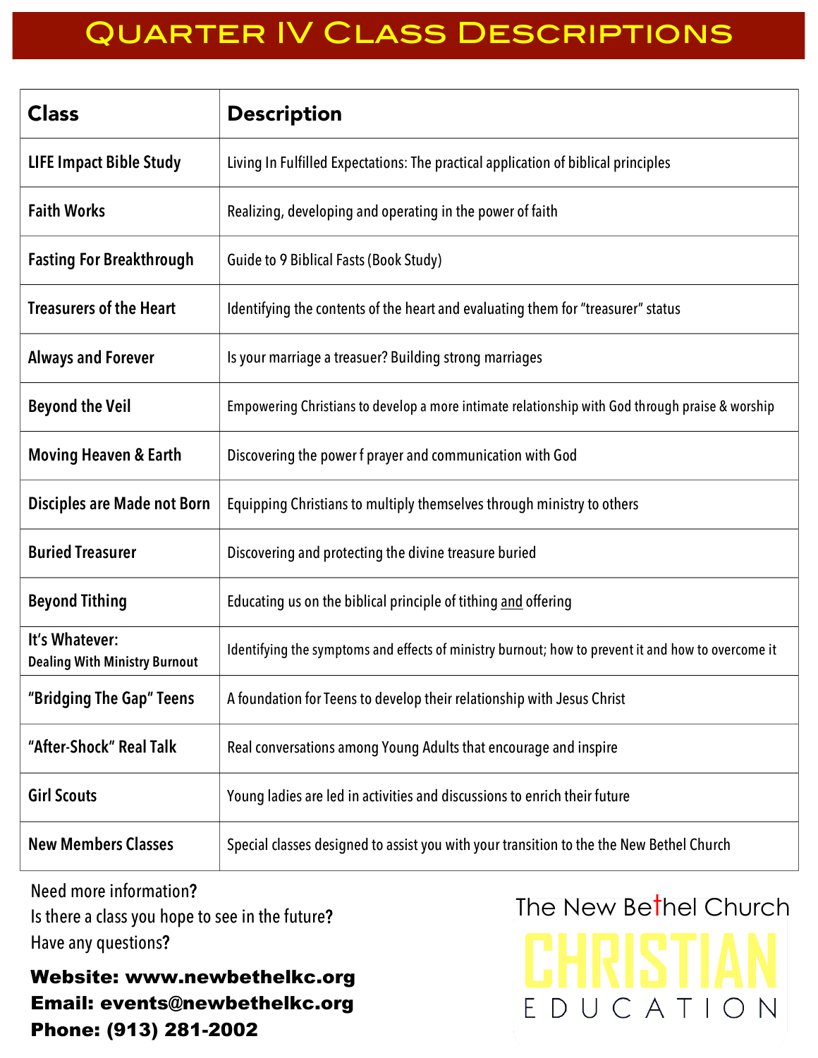# Quarter IV Class Descriptions

| Class | Description |
| --- | --- |
| LIFE Impact Bible Study | Living In Fulfilled Expectations: The practical application of biblical principles |
| Faith Works | Realizing, developing and operating in the power of faith |
| Fasting For Breakthrough | Guide to 9 Biblical Fasts (Book Study) |
| Treasurers of the Heart | Identifying the contents of the heart and evaluating them for "treasurer" status |
| Always and Forever | Is your marriage a treasuer? Building strong marriages |
| Beyond the Veil | Empowering Christians to develop a more intimate relationship with God through praise & worship |
| Moving Heaven & Earth | Discovering the power f prayer and communication with God |
| Disciples are Made not Born | Equipping Christians to multiply themselves through ministry to others |
| Buried Treasurer | Discovering and protecting the divine treasure buried |
| Beyond Tithing | Educating us on the biblical principle of tithing <u>and</u> offering |
| It's Whatever: Dealing With Ministry Burnout | Identifying the symptoms and effects of ministry burnout; how to prevent it and how to overcome it |
| "Bridging The Gap" Teens | A foundation for Teens to develop their relationship with Jesus Christ |
| "After-Shock" Real Talk | Real conversations among Young Adults that encourage and inspire |
| Girl Scouts | Young ladies are led in activities and discussions to enrich their future |
| New Members Classes | Special classes designed to assist you with your transition to the the New Bethel Church |

Need more information?
Is there a class you hope to see in the future?
Have any questions?

**Website: www.newbethelkc.org**
**Email: events@newbethelkc.org**
**Phone: (913) 281-2002**

The New Bethel Church
CHRISTIAN
EDUCATION